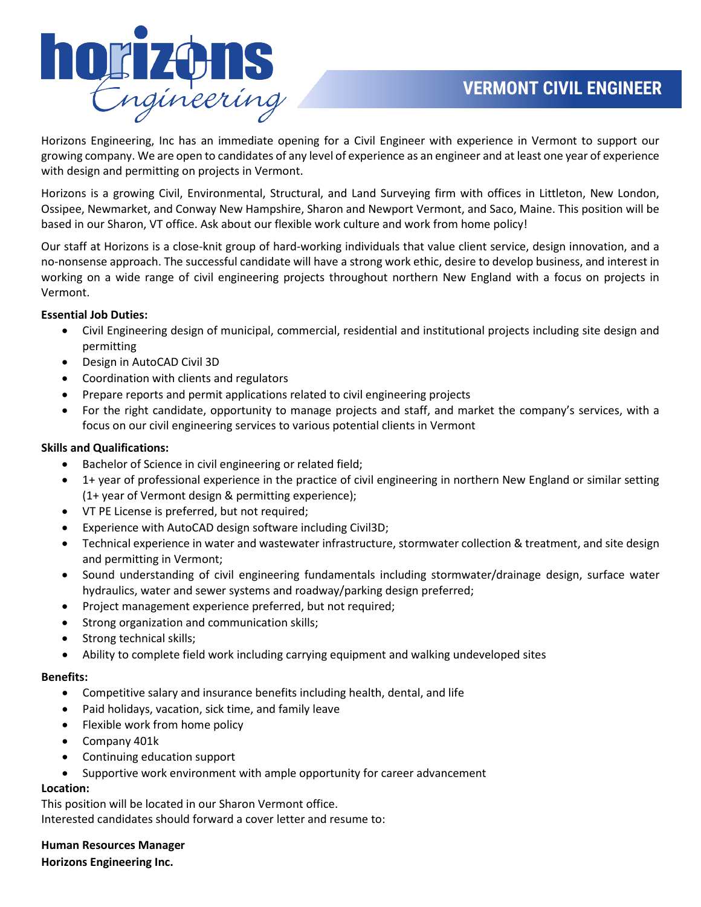# VERMONT CIVIL ENGINEER

Horizons Engineering, Inc has an immediate opening for a Civil Engineer with experience in Vermont to support our growing company. We are open to candidates of any level of experience as an engineer and at least one year of experience with design and permitting on projects in Vermont.

Horizons is a growing Civil, Environmental, Structural, and Land Surveying firm with offices in Littleton, New London, Ossipee, Newmarket, and Conway New Hampshire, Sharon and Newport Vermont, and Saco, Maine. This position will be based in our Sharon, VT office. Ask about our flexible work culture and work from home policy!

Our staff at Horizons is a close-knit group of hard-working individuals that value client service, design innovation, and a no-nonsense approach. The successful candidate will have a strong work ethic, desire to develop business, and interest in working on a wide range of civil engineering projects throughout northern New England with a focus on projects in Vermont.

**Essential Job Duties:**

- Civil Engineering design of municipal, commercial, residential and institutional projects including site design and permitting
- Design in AutoCAD Civil 3D
- Coordination with clients and regulators
- Prepare reports and permit applications related to civil engineering projects
- For the right candidate, opportunity to manage projects and staff, and market the company's services, with a focus on our civil engineering services to various potential clients in Vermont

**Skills and Qualifications:**

- Bachelor of Science in civil engineering or related field;
- 1+ year of professional experience in the practice of civil engineering in northern New England or similar setting (1+ year of Vermont design & permitting experience);
- VT PE License is preferred, but not required;
- Experience with AutoCAD design software including Civil3D;
- Technical experience in water and wastewater infrastructure, stormwater collection & treatment, and site design and permitting in Vermont;
- Sound understanding of civil engineering fundamentals including stormwater/drainage design, surface water hydraulics, water and sewer systems and roadway/parking design preferred;
- Project management experience preferred, but not required;
- Strong organization and communication skills;
- Strong technical skills;
- Ability to complete field work including carrying equipment and walking undeveloped sites

**Benefits:**

- Competitive salary and insurance benefits including health, dental, and life
- Paid holidays, vacation, sick time, and family leave
- Flexible work from home policy
- Company 401k
- Continuing education support
- Supportive work environment with ample opportunity for career advancement

**Location:**

This position will be located in our Sharon Vermont office.
Interested candidates should forward a cover letter and resume to:

**Human Resources Manager**
**Horizons Engineering Inc.**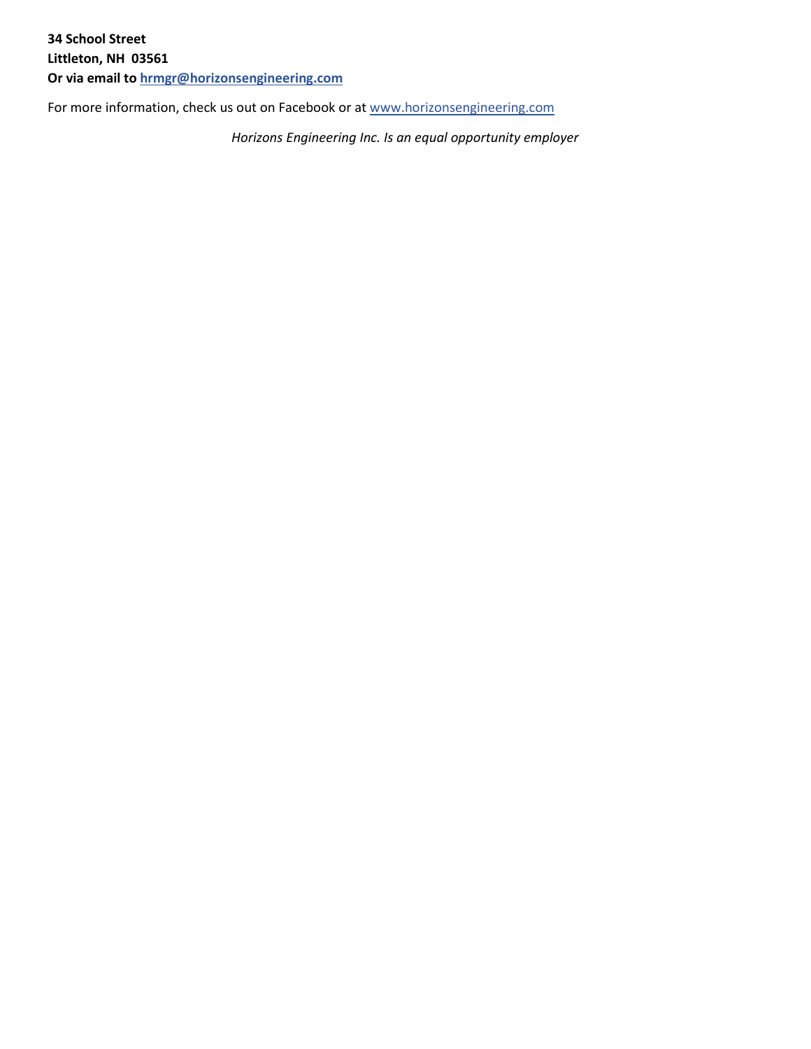**34 School Street**
**Littleton, NH 03561**
**Or via email to hrmgr@horizonsengineering.com**

For more information, check us out on Facebook or at www.horizonsengineering.com

*Horizons Engineering Inc. Is an equal opportunity employer*